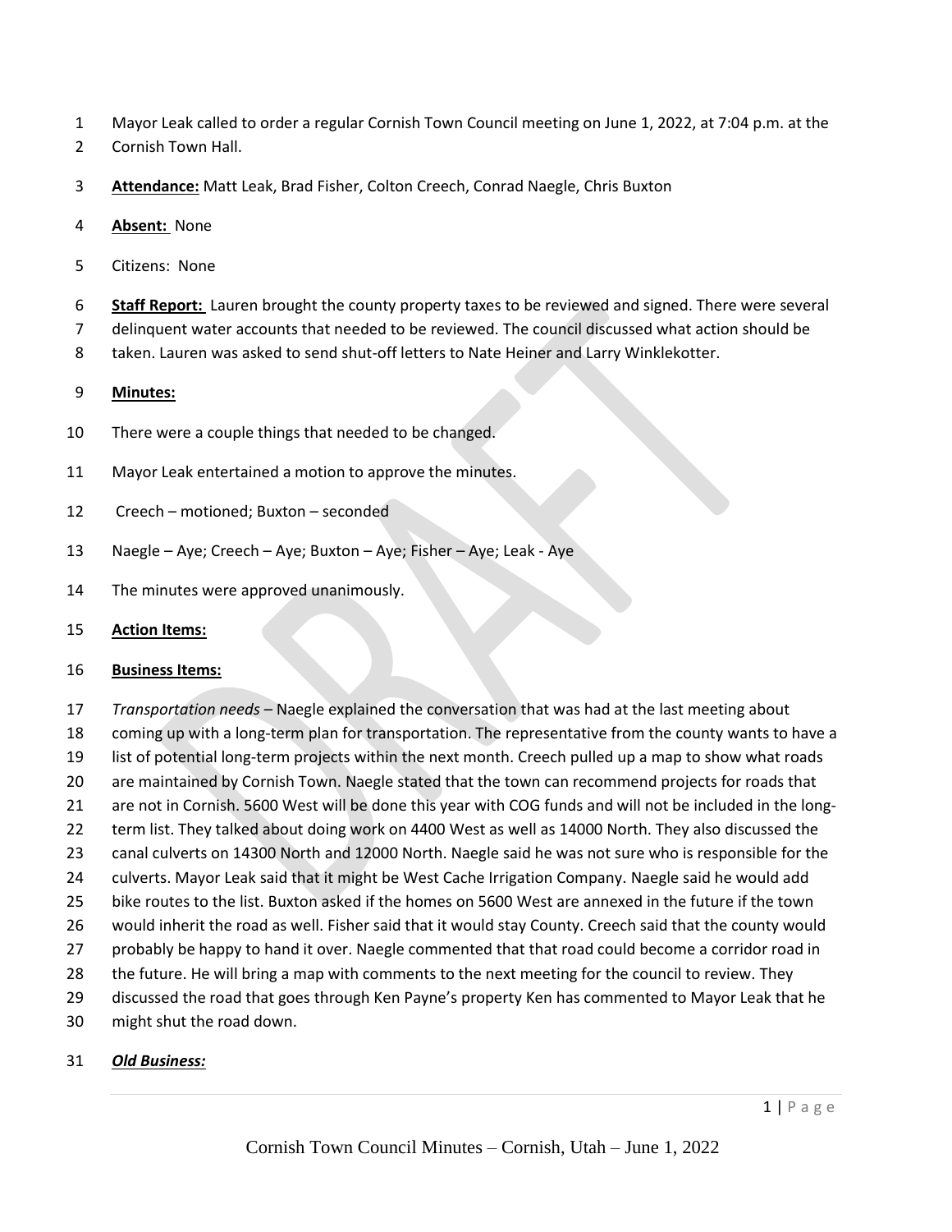Mayor Leak called to order a regular Cornish Town Council meeting on June 1, 2022, at 7:04 p.m. at the Cornish Town Hall.

**Attendance:** Matt Leak, Brad Fisher, Colton Creech, Conrad Naegle, Chris Buxton

**Absent:** None

Citizens: None

**Staff Report:** Lauren brought the county property taxes to be reviewed and signed. There were several delinquent water accounts that needed to be reviewed. The council discussed what action should be taken. Lauren was asked to send shut-off letters to Nate Heiner and Larry Winklekotter.

**Minutes:**

There were a couple things that needed to be changed.

Mayor Leak entertained a motion to approve the minutes.

Creech – motioned; Buxton – seconded

Naegle – Aye; Creech – Aye; Buxton – Aye; Fisher – Aye; Leak - Aye

The minutes were approved unanimously.

**Action Items:**

**Business Items:**

*Transportation needs* – Naegle explained the conversation that was had at the last meeting about coming up with a long-term plan for transportation. The representative from the county wants to have a list of potential long-term projects within the next month. Creech pulled up a map to show what roads are maintained by Cornish Town. Naegle stated that the town can recommend projects for roads that are not in Cornish. 5600 West will be done this year with COG funds and will not be included in the long-term list. They talked about doing work on 4400 West as well as 14000 North. They also discussed the canal culverts on 14300 North and 12000 North. Naegle said he was not sure who is responsible for the culverts. Mayor Leak said that it might be West Cache Irrigation Company. Naegle said he would add bike routes to the list. Buxton asked if the homes on 5600 West are annexed in the future if the town would inherit the road as well. Fisher said that it would stay County. Creech said that the county would probably be happy to hand it over. Naegle commented that that road could become a corridor road in the future. He will bring a map with comments to the next meeting for the council to review. They discussed the road that goes through Ken Payne's property Ken has commented to Mayor Leak that he might shut the road down.

***Old Business:***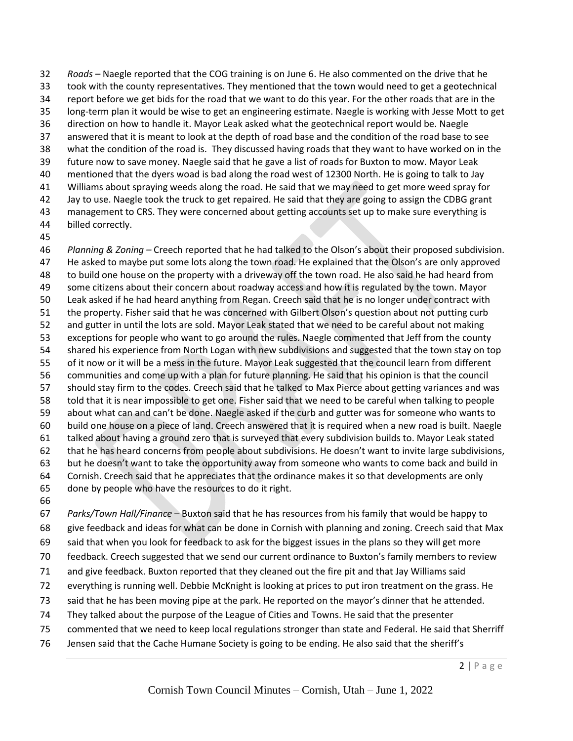*Roads* – Naegle reported that the COG training is on June 6. He also commented on the drive that he took with the county representatives. They mentioned that the town would need to get a geotechnical report before we get bids for the road that we want to do this year. For the other roads that are in the long-term plan it would be wise to get an engineering estimate. Naegle is working with Jesse Mott to get direction on how to handle it. Mayor Leak asked what the geotechnical report would be. Naegle answered that it is meant to look at the depth of road base and the condition of the road base to see what the condition of the road is. They discussed having roads that they want to have worked on in the future now to save money. Naegle said that he gave a list of roads for Buxton to mow. Mayor Leak mentioned that the dyers woad is bad along the road west of 12300 North. He is going to talk to Jay Williams about spraying weeds along the road. He said that we may need to get more weed spray for Jay to use. Naegle took the truck to get repaired. He said that they are going to assign the CDBG grant management to CRS. They were concerned about getting accounts set up to make sure everything is billed correctly.

*Planning & Zoning* – Creech reported that he had talked to the Olson's about their proposed subdivision. He asked to maybe put some lots along the town road. He explained that the Olson's are only approved to build one house on the property with a driveway off the town road. He also said he had heard from some citizens about their concern about roadway access and how it is regulated by the town. Mayor Leak asked if he had heard anything from Regan. Creech said that he is no longer under contract with the property. Fisher said that he was concerned with Gilbert Olson's question about not putting curb and gutter in until the lots are sold. Mayor Leak stated that we need to be careful about not making exceptions for people who want to go around the rules. Naegle commented that Jeff from the county shared his experience from North Logan with new subdivisions and suggested that the town stay on top of it now or it will be a mess in the future. Mayor Leak suggested that the council learn from different communities and come up with a plan for future planning. He said that his opinion is that the council should stay firm to the codes. Creech said that he talked to Max Pierce about getting variances and was told that it is near impossible to get one. Fisher said that we need to be careful when talking to people about what can and can't be done. Naegle asked if the curb and gutter was for someone who wants to build one house on a piece of land. Creech answered that it is required when a new road is built. Naegle talked about having a ground zero that is surveyed that every subdivision builds to. Mayor Leak stated that he has heard concerns from people about subdivisions. He doesn't want to invite large subdivisions, but he doesn't want to take the opportunity away from someone who wants to come back and build in Cornish. Creech said that he appreciates that the ordinance makes it so that developments are only done by people who have the resources to do it right.

*Parks/Town Hall/Finance* – Buxton said that he has resources from his family that would be happy to give feedback and ideas for what can be done in Cornish with planning and zoning. Creech said that Max said that when you look for feedback to ask for the biggest issues in the plans so they will get more feedback. Creech suggested that we send our current ordinance to Buxton's family members to review and give feedback. Buxton reported that they cleaned out the fire pit and that Jay Williams said everything is running well. Debbie McKnight is looking at prices to put iron treatment on the grass. He said that he has been moving pipe at the park. He reported on the mayor's dinner that he attended. They talked about the purpose of the League of Cities and Towns. He said that the presenter commented that we need to keep local regulations stronger than state and Federal. He said that Sherriff Jensen said that the Cache Humane Society is going to be ending. He also said that the sheriff's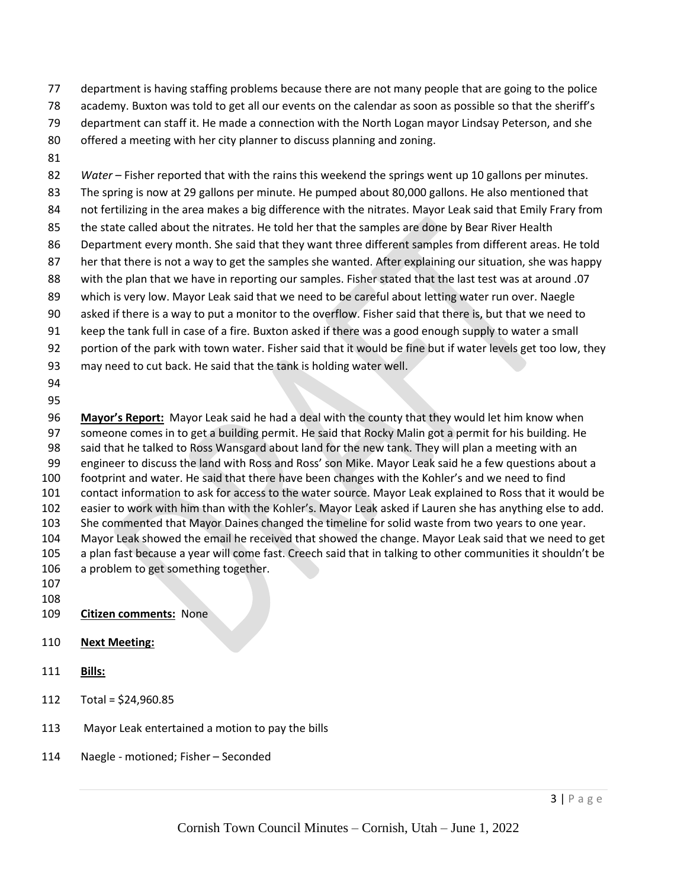department is having staffing problems because there are not many people that are going to the police academy. Buxton was told to get all our events on the calendar as soon as possible so that the sheriff's department can staff it. He made a connection with the North Logan mayor Lindsay Peterson, and she offered a meeting with her city planner to discuss planning and zoning.

*Water* – Fisher reported that with the rains this weekend the springs went up 10 gallons per minutes. The spring is now at 29 gallons per minute. He pumped about 80,000 gallons. He also mentioned that not fertilizing in the area makes a big difference with the nitrates. Mayor Leak said that Emily Frary from the state called about the nitrates. He told her that the samples are done by Bear River Health Department every month. She said that they want three different samples from different areas. He told her that there is not a way to get the samples she wanted. After explaining our situation, she was happy with the plan that we have in reporting our samples. Fisher stated that the last test was at around .07 which is very low. Mayor Leak said that we need to be careful about letting water run over. Naegle asked if there is a way to put a monitor to the overflow. Fisher said that there is, but that we need to keep the tank full in case of a fire. Buxton asked if there was a good enough supply to water a small portion of the park with town water. Fisher said that it would be fine but if water levels get too low, they may need to cut back. He said that the tank is holding water well.

**<u>Mayor's Report:</u>** Mayor Leak said he had a deal with the county that they would let him know when someone comes in to get a building permit. He said that Rocky Malin got a permit for his building. He said that he talked to Ross Wansgard about land for the new tank. They will plan a meeting with an engineer to discuss the land with Ross and Ross' son Mike. Mayor Leak said he a few questions about a footprint and water. He said that there have been changes with the Kohler's and we need to find contact information to ask for access to the water source. Mayor Leak explained to Ross that it would be easier to work with him than with the Kohler's. Mayor Leak asked if Lauren she has anything else to add. She commented that Mayor Daines changed the timeline for solid waste from two years to one year. Mayor Leak showed the email he received that showed the change. Mayor Leak said that we need to get a plan fast because a year will come fast. Creech said that in talking to other communities it shouldn't be a problem to get something together.

**<u>Citizen comments:</u>** None

**<u>Next Meeting:</u>**

**<u>Bills:</u>**

Total = $24,960.85

Mayor Leak entertained a motion to pay the bills

Naegle - motioned; Fisher – Seconded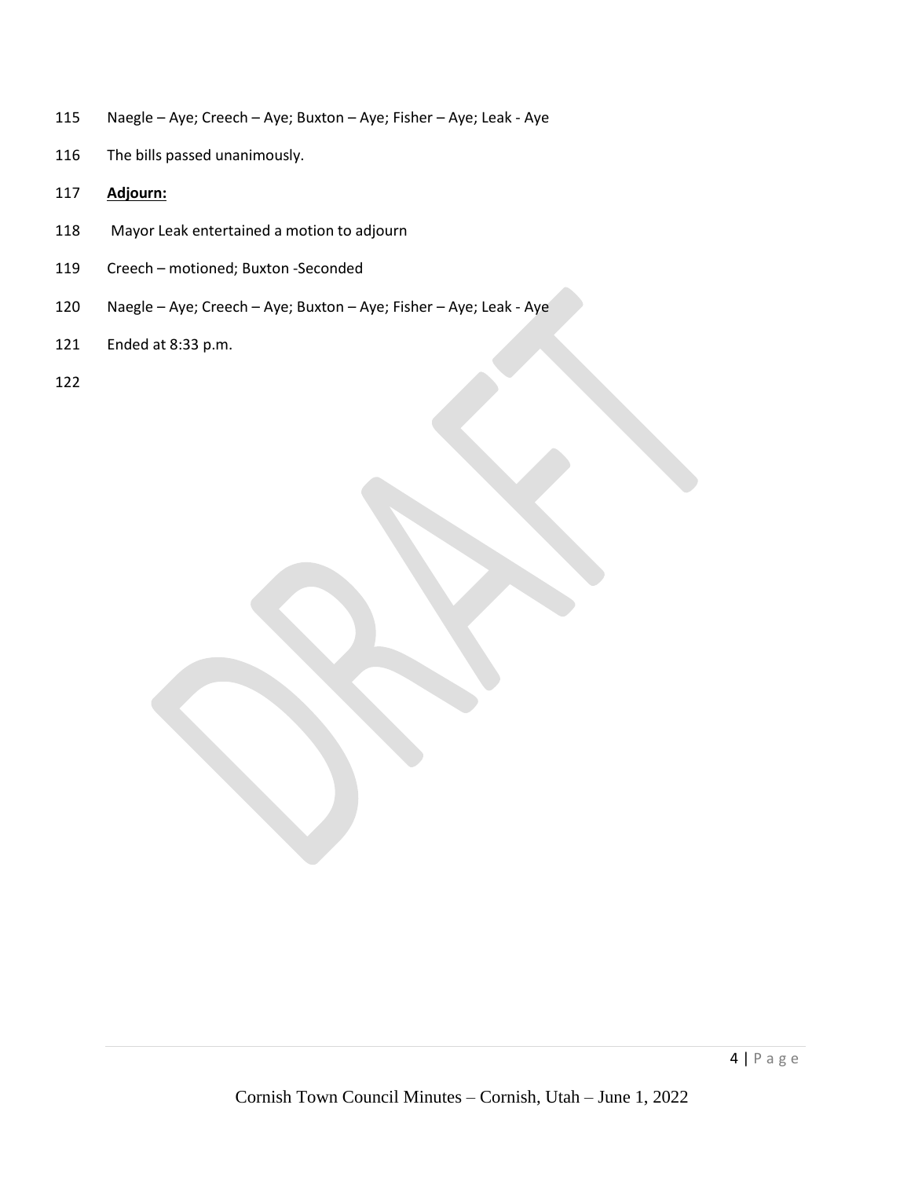Naegle – Aye; Creech – Aye; Buxton – Aye; Fisher – Aye; Leak - Aye

The bills passed unanimously.

**Adjourn:**

Mayor Leak entertained a motion to adjourn

Creech – motioned; Buxton -Seconded

Naegle – Aye; Creech – Aye; Buxton – Aye; Fisher – Aye; Leak - Aye

Ended at 8:33 p.m.